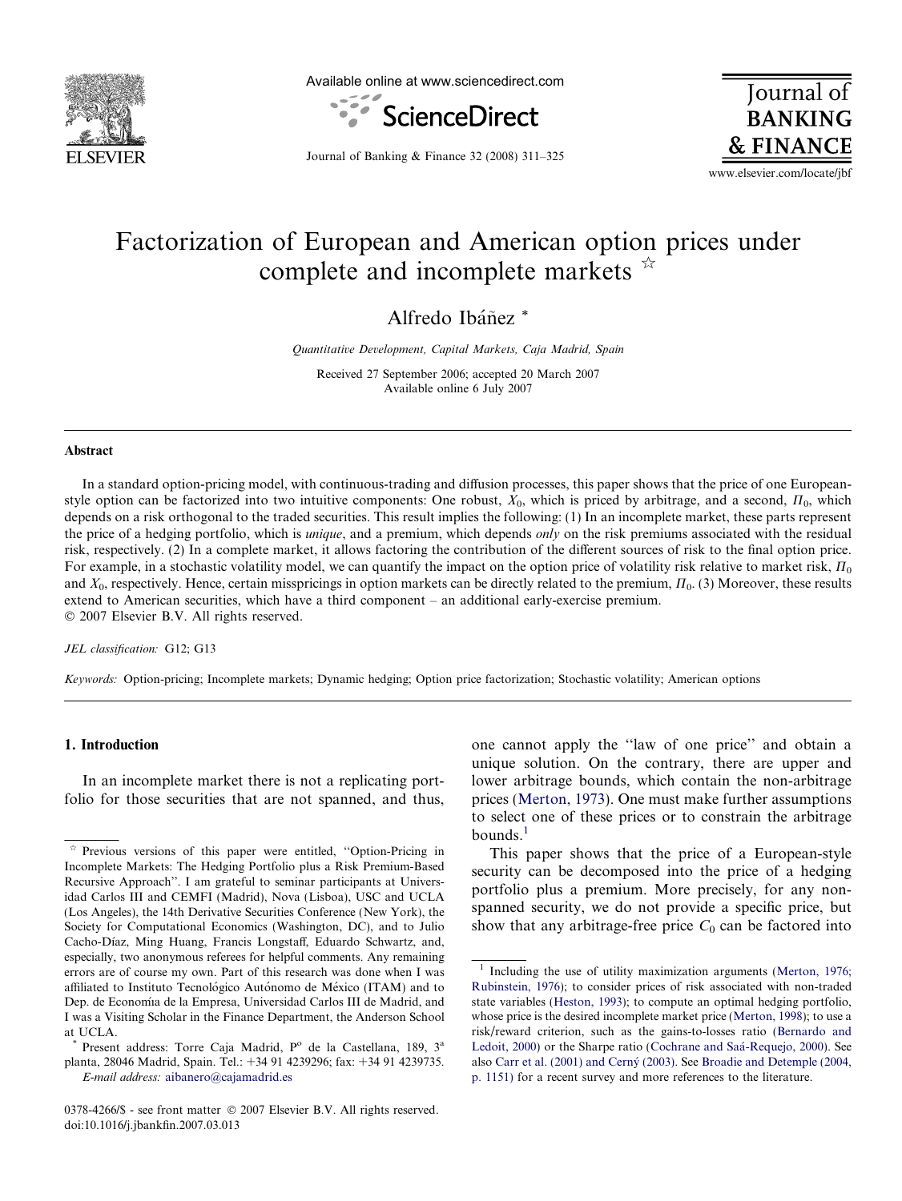Available online at www.sciencedirect.com

# Factorization of European and American option prices under complete and incomplete markets ☆

Alfredo Ibáñez *

*Quantitative Development, Capital Markets, Caja Madrid, Spain*

Received 27 September 2006; accepted 20 March 2007
Available online 6 July 2007

## Abstract

In a standard option-pricing model, with continuous-trading and diffusion processes, this paper shows that the price of one European-style option can be factorized into two intuitive components: One robust, $X_0$, which is priced by arbitrage, and a second, $\Pi_0$, which depends on a risk orthogonal to the traded securities. This result implies the following: (1) In an incomplete market, these parts represent the price of a hedging portfolio, which is *unique*, and a premium, which depends *only* on the risk premiums associated with the residual risk, respectively. (2) In a complete market, it allows factoring the contribution of the different sources of risk to the final option price. For example, in a stochastic volatility model, we can quantify the impact on the option price of volatility risk relative to market risk, $\Pi_0$ and $X_0$, respectively. Hence, certain misspricings in option markets can be directly related to the premium, $\Pi_0$. (3) Moreover, these results extend to American securities, which have a third component – an additional early-exercise premium.

© 2007 Elsevier B.V. All rights reserved.

*JEL classification:* G12; G13

*Keywords:* Option-pricing; Incomplete markets; Dynamic hedging; Option price factorization; Stochastic volatility; American options

## 1. Introduction

In an incomplete market there is not a replicating portfolio for those securities that are not spanned, and thus, one cannot apply the "law of one price" and obtain a unique solution. On the contrary, there are upper and lower arbitrage bounds, which contain the non-arbitrage prices (Merton, 1973). One must make further assumptions to select one of these prices or to constrain the arbitrage bounds.[1]

This paper shows that the price of a European-style security can be decomposed into the price of a hedging portfolio plus a premium. More precisely, for any non-spanned security, we do not provide a specific price, but show that any arbitrage-free price $C_0$ can be factored into

---

☆ Previous versions of this paper were entitled, "Option-Pricing in Incomplete Markets: The Hedging Portfolio plus a Risk Premium-Based Recursive Approach". I am grateful to seminar participants at Universidad Carlos III and CEMFI (Madrid), Nova (Lisboa), USC and UCLA (Los Angeles), the 14th Derivative Securities Conference (New York), the Society for Computational Economics (Washington, DC), and to Julio Cacho-Díaz, Ming Huang, Francis Longstaff, Eduardo Schwartz, and, especially, two anonymous referees for helpful comments. Any remaining errors are of course my own. Part of this research was done when I was affiliated to Instituto Tecnológico Autónomo de México (ITAM) and to Dep. de Economía de la Empresa, Universidad Carlos III de Madrid, and I was a Visiting Scholar in the Finance Department, the Anderson School at UCLA.

\* Present address: Torre Caja Madrid, P° de la Castellana, 189, 3ª planta, 28046 Madrid, Spain. Tel.: +34 91 4239296; fax: +34 91 4239735.
*E-mail address:* aibanero@cajamadrid.es

0378-4266/$ - see front matter © 2007 Elsevier B.V. All rights reserved.
doi:10.1016/j.jbankfin.2007.03.013

[1] Including the use of utility maximization arguments (Merton, 1976; Rubinstein, 1976); to consider prices of risk associated with non-traded state variables (Heston, 1993); to compute an optimal hedging portfolio, whose price is the desired incomplete market price (Merton, 1998); to use a risk/reward criterion, such as the gains-to-losses ratio (Bernardo and Ledoit, 2000) or the Sharpe ratio (Cochrane and Saá-Requejo, 2000). See also Carr et al. (2001) and Cerný (2003). See Broadie and Detemple (2004, p. 1151) for a recent survey and more references to the literature.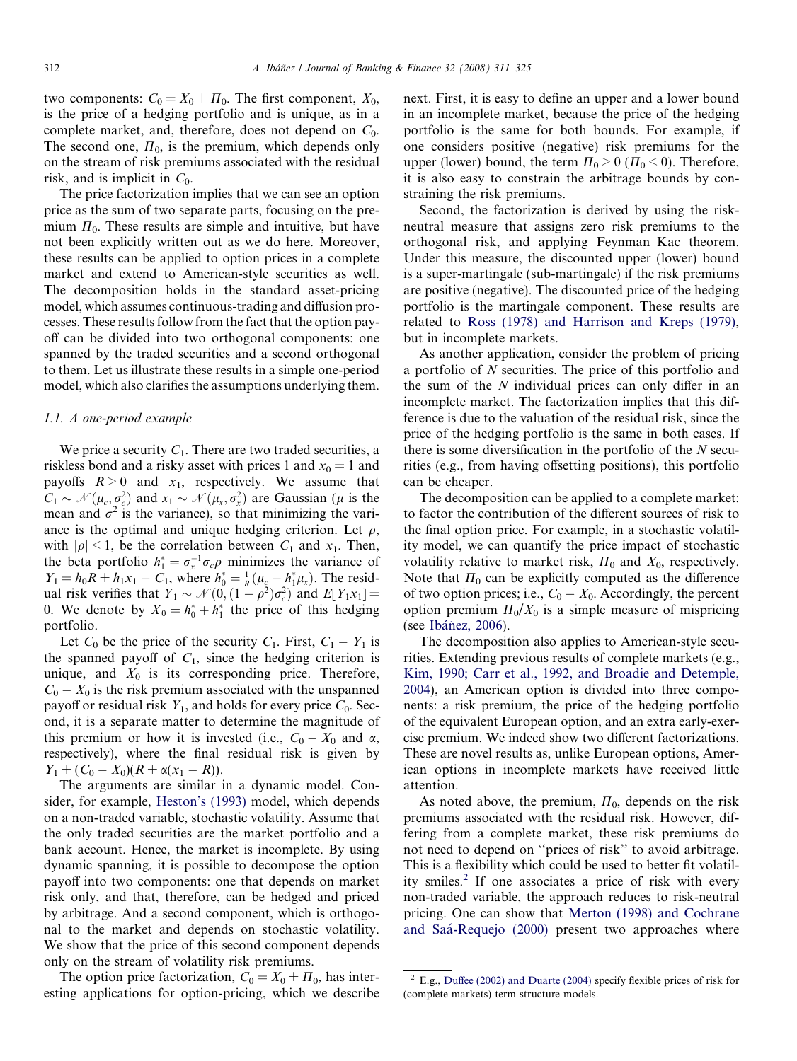two components: $C_0 = X_0 + \Pi_0$. The first component, $X_0$, is the price of a hedging portfolio and is unique, as in a complete market, and, therefore, does not depend on $C_0$. The second one, $\Pi_0$, is the premium, which depends only on the stream of risk premiums associated with the residual risk, and is implicit in $C_0$.

The price factorization implies that we can see an option price as the sum of two separate parts, focusing on the premium $\Pi_0$. These results are simple and intuitive, but have not been explicitly written out as we do here. Moreover, these results can be applied to option prices in a complete market and extend to American-style securities as well. The decomposition holds in the standard asset-pricing model, which assumes continuous-trading and diffusion processes. These results follow from the fact that the option payoff can be divided into two orthogonal components: one spanned by the traded securities and a second orthogonal to them. Let us illustrate these results in a simple one-period model, which also clarifies the assumptions underlying them.

### 1.1. A one-period example

We price a security $C_1$. There are two traded securities, a riskless bond and a risky asset with prices 1 and $x_0 = 1$ and payoffs $R > 0$ and $x_1$, respectively. We assume that $C_1 \sim \mathcal{N}(\mu_c, \sigma_c^2)$ and $x_1 \sim \mathcal{N}(\mu_x, \sigma_x^2)$ are Gaussian ($\mu$ is the mean and $\sigma^2$ is the variance), so that minimizing the variance is the optimal and unique hedging criterion. Let $\rho$, with $|\rho| < 1$, be the correlation between $C_1$ and $x_1$. Then, the beta portfolio $h_1^* = \sigma_x^{-1}\sigma_c\rho$ minimizes the variance of $Y_1 = h_0R + h_1x_1 - C_1$, where $h_0^* = \frac{1}{R}(\mu_c - h_1^*\mu_x)$. The residual risk verifies that $Y_1 \sim \mathcal{N}(0, (1-\rho^2)\sigma_c^2)$ and $E[Y_1x_1] = 0$. We denote by $X_0 = h_0^* + h_1^*$ the price of this hedging portfolio.

Let $C_0$ be the price of the security $C_1$. First, $C_1 - Y_1$ is the spanned payoff of $C_1$, since the hedging criterion is unique, and $X_0$ is its corresponding price. Therefore, $C_0 - X_0$ is the risk premium associated with the unspanned payoff or residual risk $Y_1$, and holds for every price $C_0$. Second, it is a separate matter to determine the magnitude of this premium or how it is invested (i.e., $C_0 - X_0$ and $\alpha$, respectively), where the final residual risk is given by $Y_1 + (C_0 - X_0)(R + \alpha(x_1 - R))$.

The arguments are similar in a dynamic model. Consider, for example, Heston's (1993) model, which depends on a non-traded variable, stochastic volatility. Assume that the only traded securities are the market portfolio and a bank account. Hence, the market is incomplete. By using dynamic spanning, it is possible to decompose the option payoff into two components: one that depends on market risk only, and that, therefore, can be hedged and priced by arbitrage. And a second component, which is orthogonal to the market and depends on stochastic volatility. We show that the price of this second component depends only on the stream of volatility risk premiums.

The option price factorization, $C_0 = X_0 + \Pi_0$, has interesting applications for option-pricing, which we describe next. First, it is easy to define an upper and a lower bound in an incomplete market, because the price of the hedging portfolio is the same for both bounds. For example, if one considers positive (negative) risk premiums for the upper (lower) bound, the term $\Pi_0 > 0$ ($\Pi_0 < 0$). Therefore, it is also easy to constrain the arbitrage bounds by constraining the risk premiums.

Second, the factorization is derived by using the risk-neutral measure that assigns zero risk premiums to the orthogonal risk, and applying Feynman–Kac theorem. Under this measure, the discounted upper (lower) bound is a super-martingale (sub-martingale) if the risk premiums are positive (negative). The discounted price of the hedging portfolio is the martingale component. These results are related to Ross (1978) and Harrison and Kreps (1979), but in incomplete markets.

As another application, consider the problem of pricing a portfolio of $N$ securities. The price of this portfolio and the sum of the $N$ individual prices can only differ in an incomplete market. The factorization implies that this difference is due to the valuation of the residual risk, since the price of the hedging portfolio is the same in both cases. If there is some diversification in the portfolio of the $N$ securities (e.g., from having offsetting positions), this portfolio can be cheaper.

The decomposition can be applied to a complete market: to factor the contribution of the different sources of risk to the final option price. For example, in a stochastic volatility model, we can quantify the price impact of stochastic volatility relative to market risk, $\Pi_0$ and $X_0$, respectively. Note that $\Pi_0$ can be explicitly computed as the difference of two option prices; i.e., $C_0 - X_0$. Accordingly, the percent option premium $\Pi_0/X_0$ is a simple measure of mispricing (see Ibáñez, 2006).

The decomposition also applies to American-style securities. Extending previous results of complete markets (e.g., Kim, 1990; Carr et al., 1992, and Broadie and Detemple, 2004), an American option is divided into three components: a risk premium, the price of the hedging portfolio of the equivalent European option, and an extra early-exercise premium. We indeed show two different factorizations. These are novel results as, unlike European options, American options in incomplete markets have received little attention.

As noted above, the premium, $\Pi_0$, depends on the risk premiums associated with the residual risk. However, differing from a complete market, these risk premiums do not need to depend on "prices of risk" to avoid arbitrage. This is a flexibility which could be used to better fit volatility smiles.[2] If one associates a price of risk with every non-traded variable, the approach reduces to risk-neutral pricing. One can show that Merton (1998) and Cochrane and Saá-Requejo (2000) present two approaches where

[2] E.g., Duffee (2002) and Duarte (2004) specify flexible prices of risk for (complete markets) term structure models.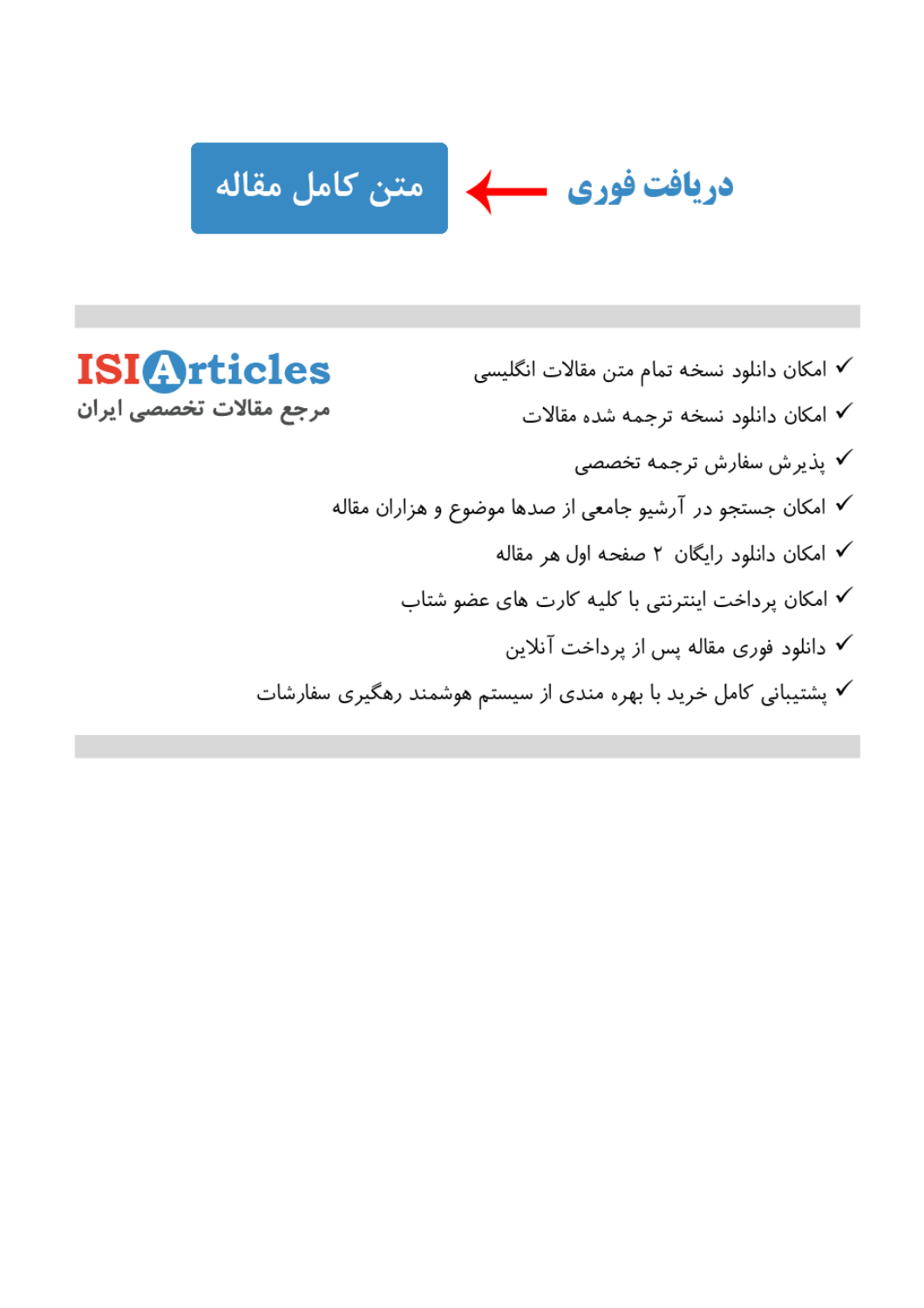دریافت فوری ← متن کامل مقاله

ISIArticles
مرجع مقالات تخصصی ایران

- ✓ امکان دانلود نسخه تمام متن مقالات انگلیسی
- ✓ امکان دانلود نسخه ترجمه شده مقالات
- ✓ پذیرش سفارش ترجمه تخصصی
- ✓ امکان جستجو در آرشیو جامعی از صدها موضوع و هزاران مقاله
- ✓ امکان دانلود رایگان ۲ صفحه اول هر مقاله
- ✓ امکان پرداخت اینترنتی با کلیه کارت های عضو شتاب
- ✓ دانلود فوری مقاله پس از پرداخت آنلاین
- ✓ پشتیبانی کامل خرید با بهره مندی از سیستم هوشمند رهگیری سفارشات